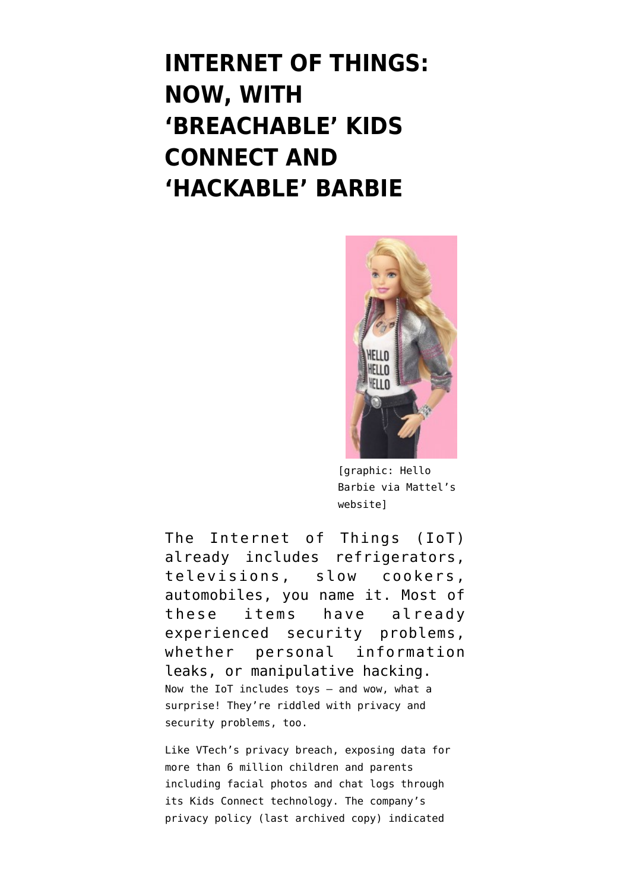# INTERNET OF THINGS: NOW, WITH 'BREACHABLE' KIDS CONNECT AND 'HACKABLE' BARBIE

[graphic: Hello Barbie via Mattel's website]

The Internet of Things (IoT) already includes refrigerators, televisions, slow cookers, automobiles, you name it. Most of these items have already experienced security problems, whether personal information leaks, or manipulative hacking. Now the IoT includes toys — and wow, what a surprise! They're riddled with privacy and security problems, too.

Like VTech's privacy breach, exposing data for more than 6 million children and parents including facial photos and chat logs through its Kids Connect technology. The company's privacy policy (last archived copy) indicated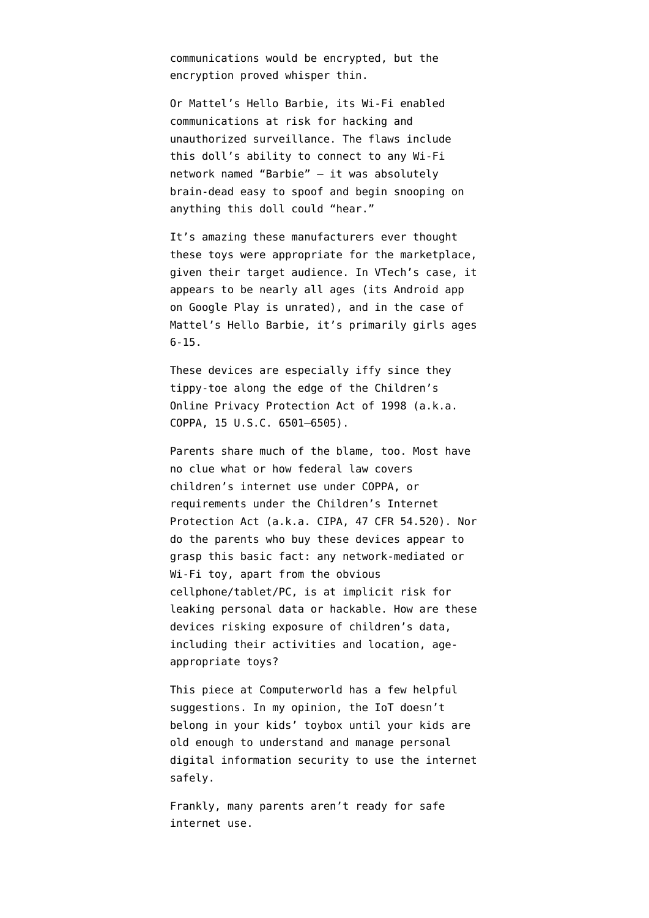communications would be encrypted, but the encryption proved whisper thin.

Or Mattel's Hello Barbie, its Wi-Fi enabled communications at risk for hacking and unauthorized surveillance. The flaws include this doll's ability to connect to any Wi-Fi network named "Barbie" — it was absolutely brain-dead easy to spoof and begin snooping on anything this doll could "hear."

It's amazing these manufacturers ever thought these toys were appropriate for the marketplace, given their target audience. In VTech's case, it appears to be nearly all ages (its Android app on Google Play is unrated), and in the case of Mattel's Hello Barbie, it's primarily girls ages 6-15.

These devices are especially iffy since they tippy-toe along the edge of the Children's Online Privacy Protection Act of 1998 (a.k.a. COPPA, 15 U.S.C. 6501–6505).

Parents share much of the blame, too. Most have no clue what or how federal law covers children's internet use under COPPA, or requirements under the Children's Internet Protection Act (a.k.a. CIPA, 47 CFR 54.520). Nor do the parents who buy these devices appear to grasp this basic fact: any network-mediated or Wi-Fi toy, apart from the obvious cellphone/tablet/PC, is at implicit risk for leaking personal data or hackable. How are these devices risking exposure of children's data, including their activities and location, age-appropriate toys?

This piece at Computerworld has a few helpful suggestions. In my opinion, the IoT doesn't belong in your kids' toybox until your kids are old enough to understand and manage personal digital information security to use the internet safely.

Frankly, many parents aren't ready for safe internet use.